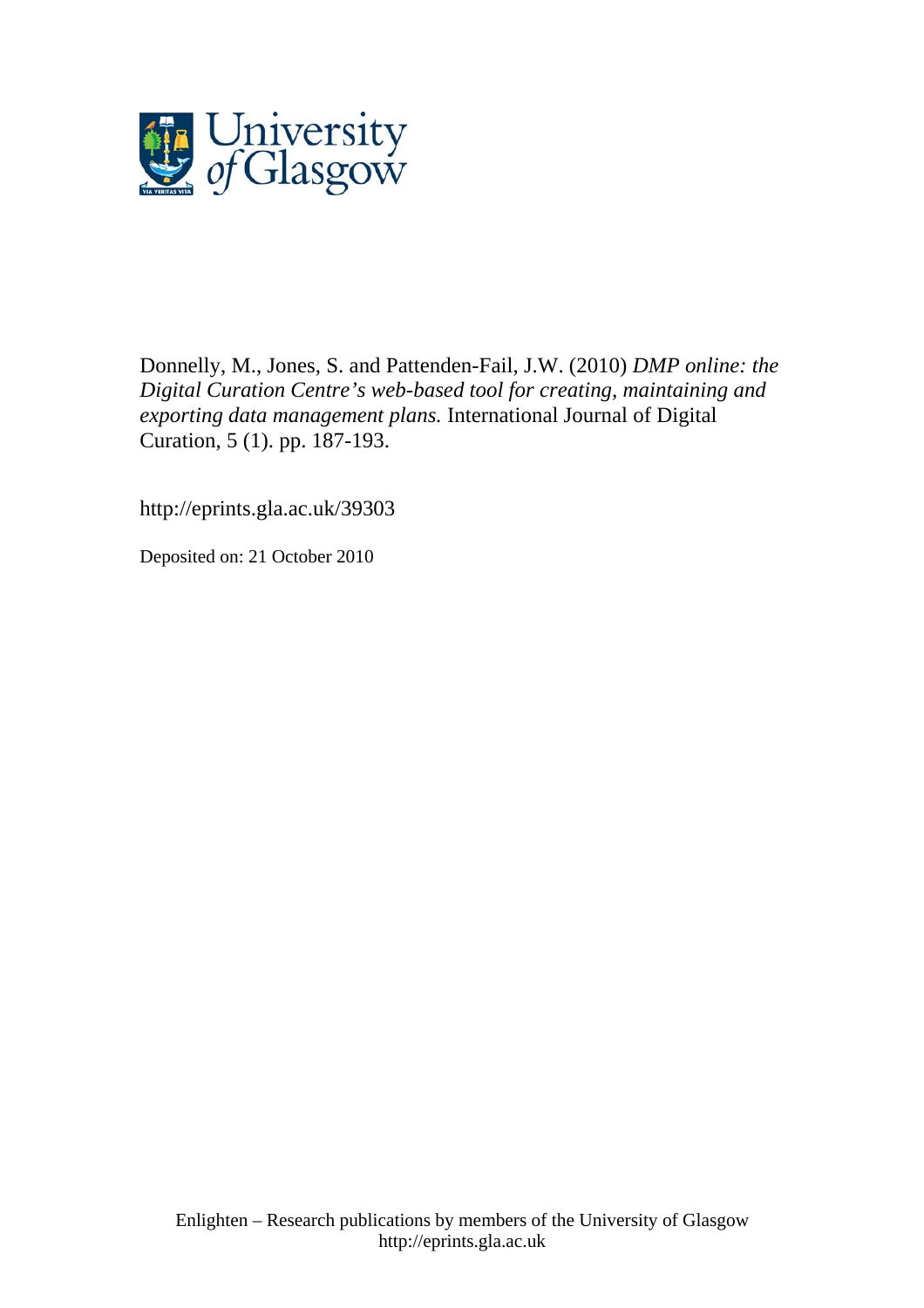Donnelly, M., Jones, S. and Pattenden-Fail, J.W. (2010) *DMP online: the Digital Curation Centre's web-based tool for creating, maintaining and exporting data management plans.* International Journal of Digital Curation, 5 (1). pp. 187-193.

http://eprints.gla.ac.uk/39303

Deposited on: 21 October 2010

Enlighten – Research publications by members of the University of Glasgow
http://eprints.gla.ac.uk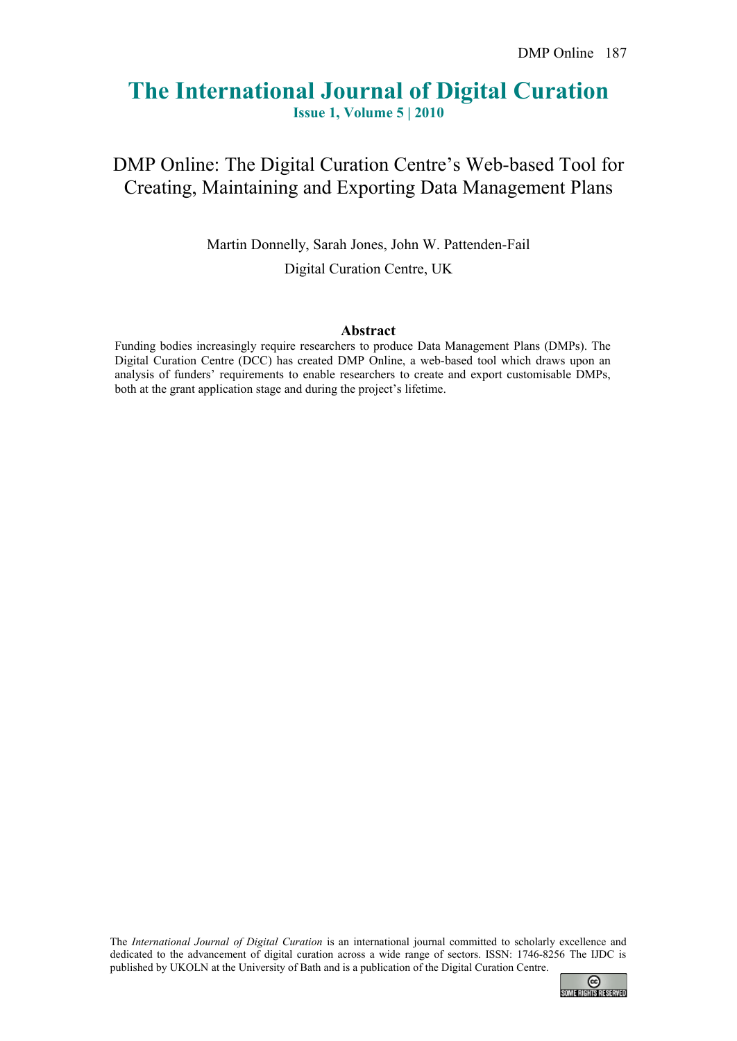# The International Journal of Digital Curation

**Issue 1, Volume 5 | 2010**

## DMP Online: The Digital Curation Centre's Web-based Tool for Creating, Maintaining and Exporting Data Management Plans

Martin Donnelly, Sarah Jones, John W. Pattenden-Fail

Digital Curation Centre, UK

### Abstract

Funding bodies increasingly require researchers to produce Data Management Plans (DMPs). The Digital Curation Centre (DCC) has created DMP Online, a web-based tool which draws upon an analysis of funders' requirements to enable researchers to create and export customisable DMPs, both at the grant application stage and during the project's lifetime.

The *International Journal of Digital Curation* is an international journal committed to scholarly excellence and dedicated to the advancement of digital curation across a wide range of sectors. ISSN: 1746-8256 The IJDC is published by UKOLN at the University of Bath and is a publication of the Digital Curation Centre.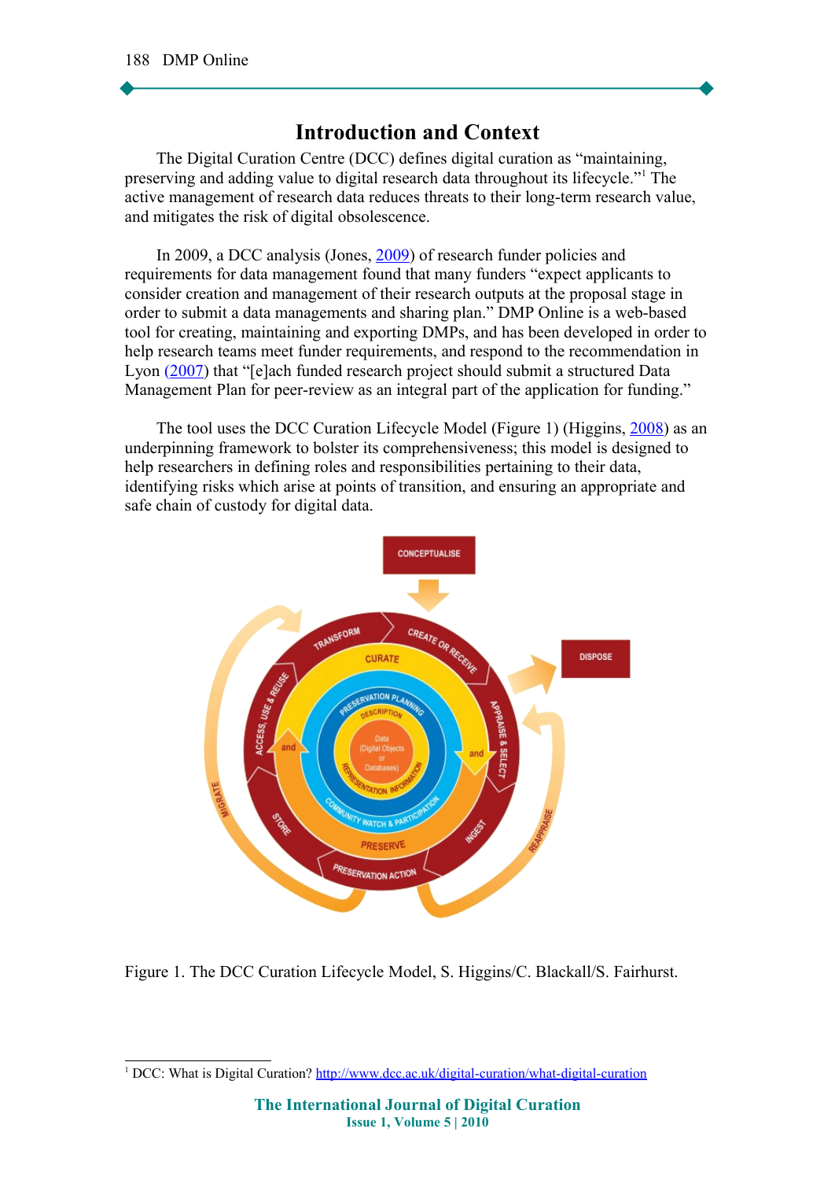## Introduction and Context

The Digital Curation Centre (DCC) defines digital curation as “maintaining, preserving and adding value to digital research data throughout its lifecycle.”[1] The active management of research data reduces threats to their long-term research value, and mitigates the risk of digital obsolescence.

In 2009, a DCC analysis (Jones, 2009) of research funder policies and requirements for data management found that many funders “expect applicants to consider creation and management of their research outputs at the proposal stage in order to submit a data managements and sharing plan.” DMP Online is a web-based tool for creating, maintaining and exporting DMPs, and has been developed in order to help research teams meet funder requirements, and respond to the recommendation in Lyon (2007) that “[e]ach funded research project should submit a structured Data Management Plan for peer-review as an integral part of the application for funding.”

The tool uses the DCC Curation Lifecycle Model (Figure 1) (Higgins, 2008) as an underpinning framework to bolster its comprehensiveness; this model is designed to help researchers in defining roles and responsibilities pertaining to their data, identifying risks which arise at points of transition, and ensuring an appropriate and safe chain of custody for digital data.

Figure 1. The DCC Curation Lifecycle Model, S. Higgins/C. Blackall/S. Fairhurst.

---

[1] DCC: What is Digital Curation? http://www.dcc.ac.uk/digital-curation/what-digital-curation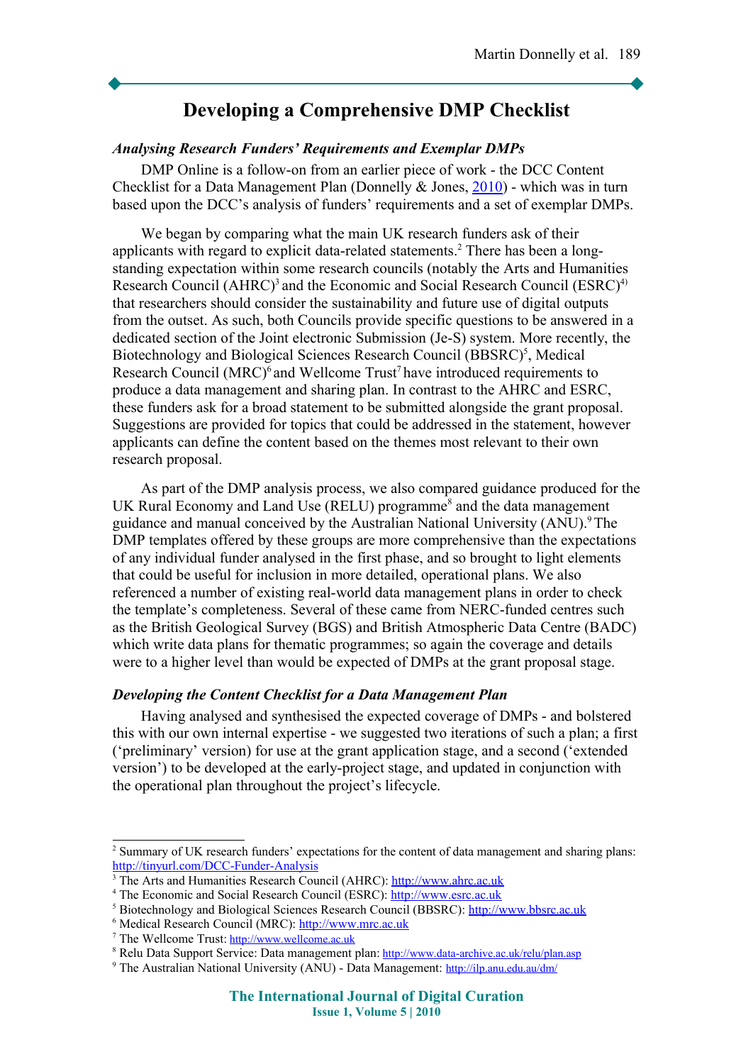# Developing a Comprehensive DMP Checklist

### *Analysing Research Funders' Requirements and Exemplar DMPs*

DMP Online is a follow-on from an earlier piece of work - the DCC Content Checklist for a Data Management Plan (Donnelly & Jones, 2010) - which was in turn based upon the DCC's analysis of funders' requirements and a set of exemplar DMPs.

We began by comparing what the main UK research funders ask of their applicants with regard to explicit data-related statements.[2] There has been a long-standing expectation within some research councils (notably the Arts and Humanities Research Council (AHRC)[3] and the Economic and Social Research Council (ESRC)[4]) that researchers should consider the sustainability and future use of digital outputs from the outset. As such, both Councils provide specific questions to be answered in a dedicated section of the Joint electronic Submission (Je-S) system. More recently, the Biotechnology and Biological Sciences Research Council (BBSRC)[5], Medical Research Council (MRC)[6] and Wellcome Trust[7] have introduced requirements to produce a data management and sharing plan. In contrast to the AHRC and ESRC, these funders ask for a broad statement to be submitted alongside the grant proposal. Suggestions are provided for topics that could be addressed in the statement, however applicants can define the content based on the themes most relevant to their own research proposal.

As part of the DMP analysis process, we also compared guidance produced for the UK Rural Economy and Land Use (RELU) programme[8] and the data management guidance and manual conceived by the Australian National University (ANU).[9] The DMP templates offered by these groups are more comprehensive than the expectations of any individual funder analysed in the first phase, and so brought to light elements that could be useful for inclusion in more detailed, operational plans. We also referenced a number of existing real-world data management plans in order to check the template's completeness. Several of these came from NERC-funded centres such as the British Geological Survey (BGS) and British Atmospheric Data Centre (BADC) which write data plans for thematic programmes; so again the coverage and details were to a higher level than would be expected of DMPs at the grant proposal stage.

### *Developing the Content Checklist for a Data Management Plan*

Having analysed and synthesised the expected coverage of DMPs - and bolstered this with our own internal expertise - we suggested two iterations of such a plan; a first ('preliminary' version) for use at the grant application stage, and a second ('extended version') to be developed at the early-project stage, and updated in conjunction with the operational plan throughout the project's lifecycle.

---

[2] Summary of UK research funders' expectations for the content of data management and sharing plans: http://tinyurl.com/DCC-Funder-Analysis

[3] The Arts and Humanities Research Council (AHRC): http://www.ahrc.ac.uk

[4] The Economic and Social Research Council (ESRC): http://www.esrc.ac.uk

[5] Biotechnology and Biological Sciences Research Council (BBSRC): http://www.bbsrc.ac.uk

[6] Medical Research Council (MRC): http://www.mrc.ac.uk

[7] The Wellcome Trust: http://www.wellcome.ac.uk

[8] Relu Data Support Service: Data management plan: http://www.data-archive.ac.uk/relu/plan.asp

[9] The Australian National University (ANU) - Data Management: http://ilp.anu.edu.au/dm/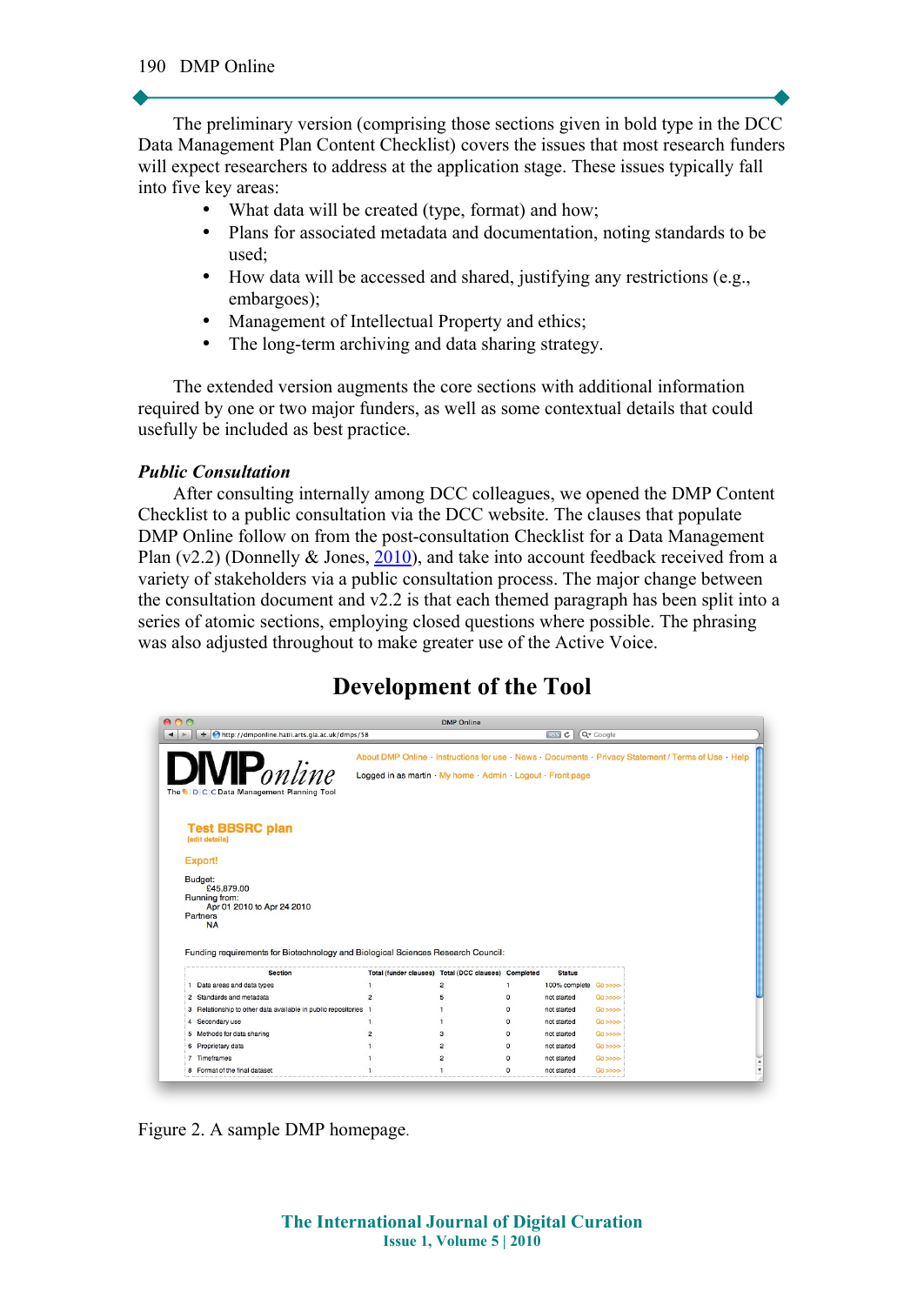The preliminary version (comprising those sections given in bold type in the DCC Data Management Plan Content Checklist) covers the issues that most research funders will expect researchers to address at the application stage. These issues typically fall into five key areas:

- What data will be created (type, format) and how;
- Plans for associated metadata and documentation, noting standards to be used;
- How data will be accessed and shared, justifying any restrictions (e.g., embargoes);
- Management of Intellectual Property and ethics;
- The long-term archiving and data sharing strategy.

The extended version augments the core sections with additional information required by one or two major funders, as well as some contextual details that could usefully be included as best practice.

***Public Consultation***

After consulting internally among DCC colleagues, we opened the DMP Content Checklist to a public consultation via the DCC website. The clauses that populate DMP Online follow on from the post-consultation Checklist for a Data Management Plan (v2.2) (Donnelly & Jones, 2010), and take into account feedback received from a variety of stakeholders via a public consultation process. The major change between the consultation document and v2.2 is that each themed paragraph has been split into a series of atomic sections, employing closed questions where possible. The phrasing was also adjusted throughout to make greater use of the Active Voice.

## Development of the Tool

Figure 2. A sample DMP homepage.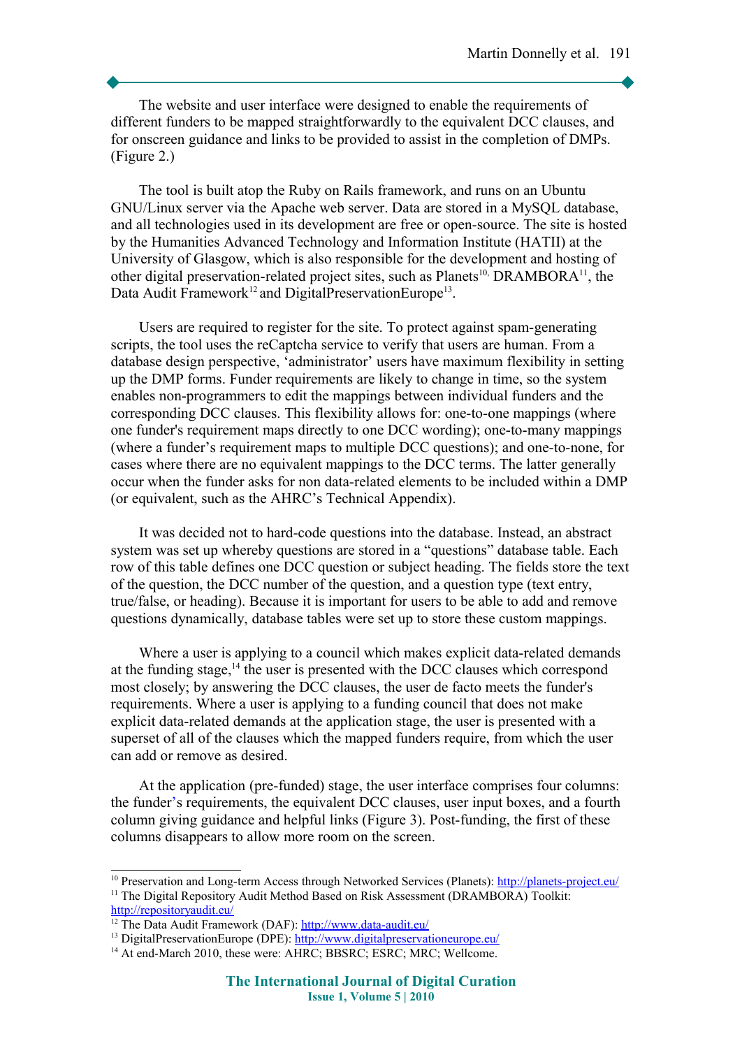The website and user interface were designed to enable the requirements of different funders to be mapped straightforwardly to the equivalent DCC clauses, and for onscreen guidance and links to be provided to assist in the completion of DMPs. (Figure 2.)

The tool is built atop the Ruby on Rails framework, and runs on an Ubuntu GNU/Linux server via the Apache web server. Data are stored in a MySQL database, and all technologies used in its development are free or open-source. The site is hosted by the Humanities Advanced Technology and Information Institute (HATII) at the University of Glasgow, which is also responsible for the development and hosting of other digital preservation-related project sites, such as Planets[10], DRAMBORA[11], the Data Audit Framework[12] and DigitalPreservationEurope[13].

Users are required to register for the site. To protect against spam-generating scripts, the tool uses the reCaptcha service to verify that users are human. From a database design perspective, 'administrator' users have maximum flexibility in setting up the DMP forms. Funder requirements are likely to change in time, so the system enables non-programmers to edit the mappings between individual funders and the corresponding DCC clauses. This flexibility allows for: one-to-one mappings (where one funder's requirement maps directly to one DCC wording); one-to-many mappings (where a funder's requirement maps to multiple DCC questions); and one-to-none, for cases where there are no equivalent mappings to the DCC terms. The latter generally occur when the funder asks for non data-related elements to be included within a DMP (or equivalent, such as the AHRC's Technical Appendix).

It was decided not to hard-code questions into the database. Instead, an abstract system was set up whereby questions are stored in a "questions" database table. Each row of this table defines one DCC question or subject heading. The fields store the text of the question, the DCC number of the question, and a question type (text entry, true/false, or heading). Because it is important for users to be able to add and remove questions dynamically, database tables were set up to store these custom mappings.

Where a user is applying to a council which makes explicit data-related demands at the funding stage,[14] the user is presented with the DCC clauses which correspond most closely; by answering the DCC clauses, the user de facto meets the funder's requirements. Where a user is applying to a funding council that does not make explicit data-related demands at the application stage, the user is presented with a superset of all of the clauses which the mapped funders require, from which the user can add or remove as desired.

At the application (pre-funded) stage, the user interface comprises four columns: the funder's requirements, the equivalent DCC clauses, user input boxes, and a fourth column giving guidance and helpful links (Figure 3). Post-funding, the first of these columns disappears to allow more room on the screen.

---

[10] Preservation and Long-term Access through Networked Services (Planets): http://planets-project.eu/

[11] The Digital Repository Audit Method Based on Risk Assessment (DRAMBORA) Toolkit: http://repositoryaudit.eu/

[12] The Data Audit Framework (DAF): http://www.data-audit.eu/

[13] DigitalPreservationEurope (DPE): http://www.digitalpreservationeurope.eu/

[14] At end-March 2010, these were: AHRC; BBSRC; ESRC; MRC; Wellcome.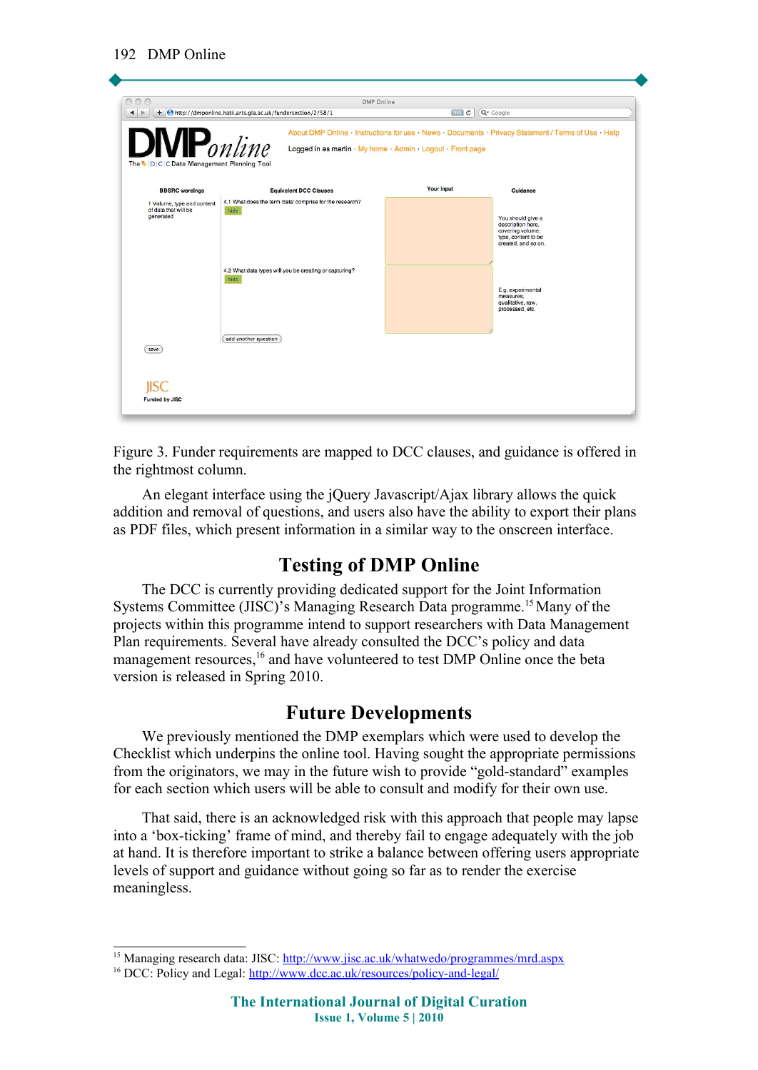Figure 3. Funder requirements are mapped to DCC clauses, and guidance is offered in the rightmost column.

An elegant interface using the jQuery Javascript/Ajax library allows the quick addition and removal of questions, and users also have the ability to export their plans as PDF files, which present information in a similar way to the onscreen interface.

## Testing of DMP Online

The DCC is currently providing dedicated support for the Joint Information Systems Committee (JISC)'s Managing Research Data programme.[15] Many of the projects within this programme intend to support researchers with Data Management Plan requirements. Several have already consulted the DCC's policy and data management resources,[16] and have volunteered to test DMP Online once the beta version is released in Spring 2010.

## Future Developments

We previously mentioned the DMP exemplars which were used to develop the Checklist which underpins the online tool. Having sought the appropriate permissions from the originators, we may in the future wish to provide "gold-standard" examples for each section which users will be able to consult and modify for their own use.

That said, there is an acknowledged risk with this approach that people may lapse into a 'box-ticking' frame of mind, and thereby fail to engage adequately with the job at hand. It is therefore important to strike a balance between offering users appropriate levels of support and guidance without going so far as to render the exercise meaningless.

---

[15] Managing research data: JISC: http://www.jisc.ac.uk/whatwedo/programmes/mrd.aspx

[16] DCC: Policy and Legal: http://www.dcc.ac.uk/resources/policy-and-legal/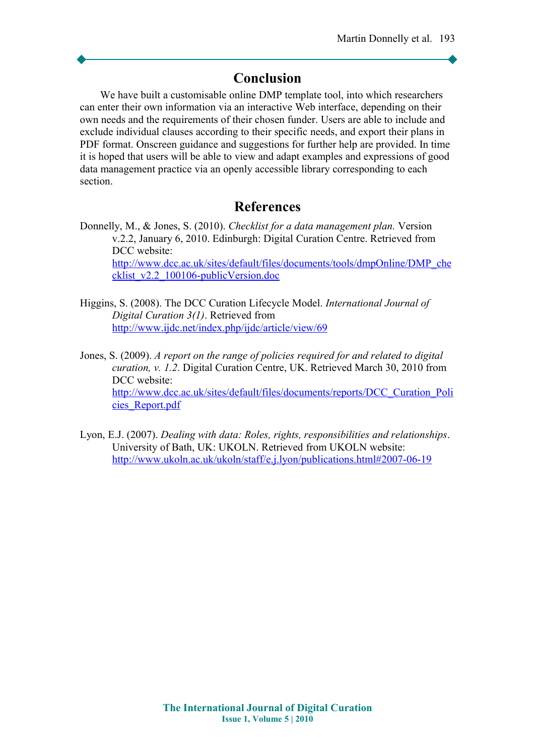## Conclusion

We have built a customisable online DMP template tool, into which researchers can enter their own information via an interactive Web interface, depending on their own needs and the requirements of their chosen funder. Users are able to include and exclude individual clauses according to their specific needs, and export their plans in PDF format. Onscreen guidance and suggestions for further help are provided. In time it is hoped that users will be able to view and adapt examples and expressions of good data management practice via an openly accessible library corresponding to each section.

## References

Donnelly, M., & Jones, S. (2010). *Checklist for a data management plan.* Version v.2.2, January 6, 2010. Edinburgh: Digital Curation Centre. Retrieved from DCC website: http://www.dcc.ac.uk/sites/default/files/documents/tools/dmpOnline/DMP_checklist_v2.2_100106-publicVersion.doc

Higgins, S. (2008). The DCC Curation Lifecycle Model. *International Journal of Digital Curation 3(1)*. Retrieved from http://www.ijdc.net/index.php/ijdc/article/view/69

Jones, S. (2009). *A report on the range of policies required for and related to digital curation, v. 1.2*. Digital Curation Centre, UK. Retrieved March 30, 2010 from DCC website: http://www.dcc.ac.uk/sites/default/files/documents/reports/DCC_Curation_Policies_Report.pdf

Lyon, E.J. (2007). *Dealing with data: Roles, rights, responsibilities and relationships*. University of Bath, UK: UKOLN. Retrieved from UKOLN website: http://www.ukoln.ac.uk/ukoln/staff/e.j.lyon/publications.html#2007-06-19